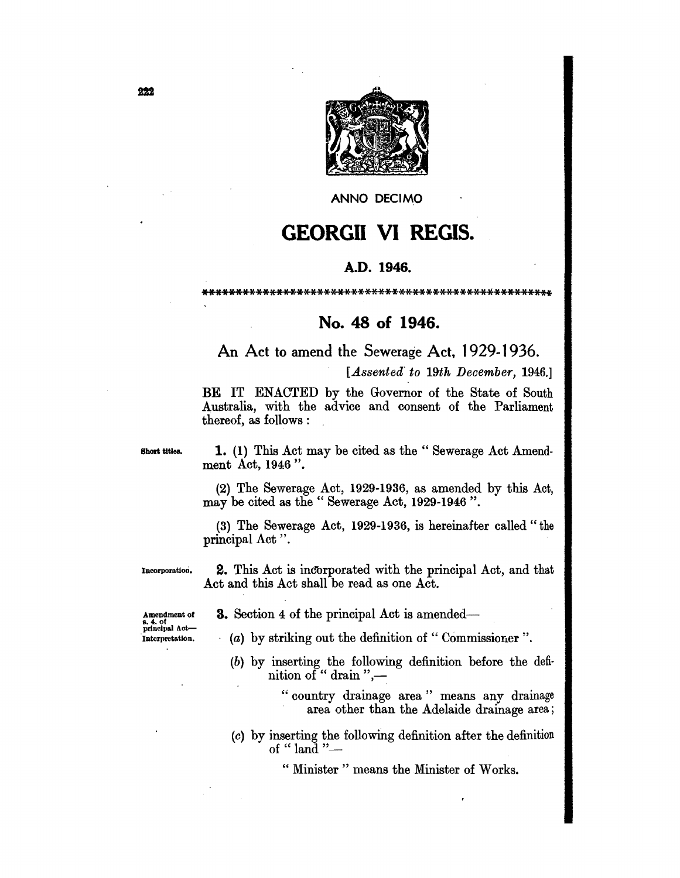ANNO DECIMO

# GEORGII VI REGIS.

## A.D. 1946.

\*\*\*\*\*\*\*\*\*\*\*\*\*\*\*\*\*\*\*\*\*\*\*\*\*\*\*\*\*\*\*\*\*\*\*\*\*\*\*\*\*\*\*\*\*\*\*\*\*\*\*\*

## No. 48 of 1946.

### An Act to amend the Sewerage Act, 1929-1936.

[*Assented to 19th December, 1946.*]

BE IT ENACTED by the Governor of the State of South Australia, with the advice and consent of the Parliament thereof, as follows:

Short titles.

**1.** (1) This Act may be cited as the " Sewerage Act Amendment Act, 1946 ".

(2) The Sewerage Act, 1929-1936, as amended by this Act, may be cited as the " Sewerage Act, 1929-1946 ".

(3) The Sewerage Act, 1929-1936, is hereinafter called " the principal Act ".

Incorporation.

**2.** This Act is incorporated with the principal Act, and that Act and this Act shall be read as one Act.

Amendment of s. 4. of principal Act—Interpretation.

**3.** Section 4 of the principal Act is amended—

(*a*) by striking out the definition of " Commissioner ".

(*b*) by inserting the following definition before the definition of " drain ",—

" country drainage area " means any drainage area other than the Adelaide drainage area;

(*c*) by inserting the following definition after the definition of " land "—

" Minister " means the Minister of Works.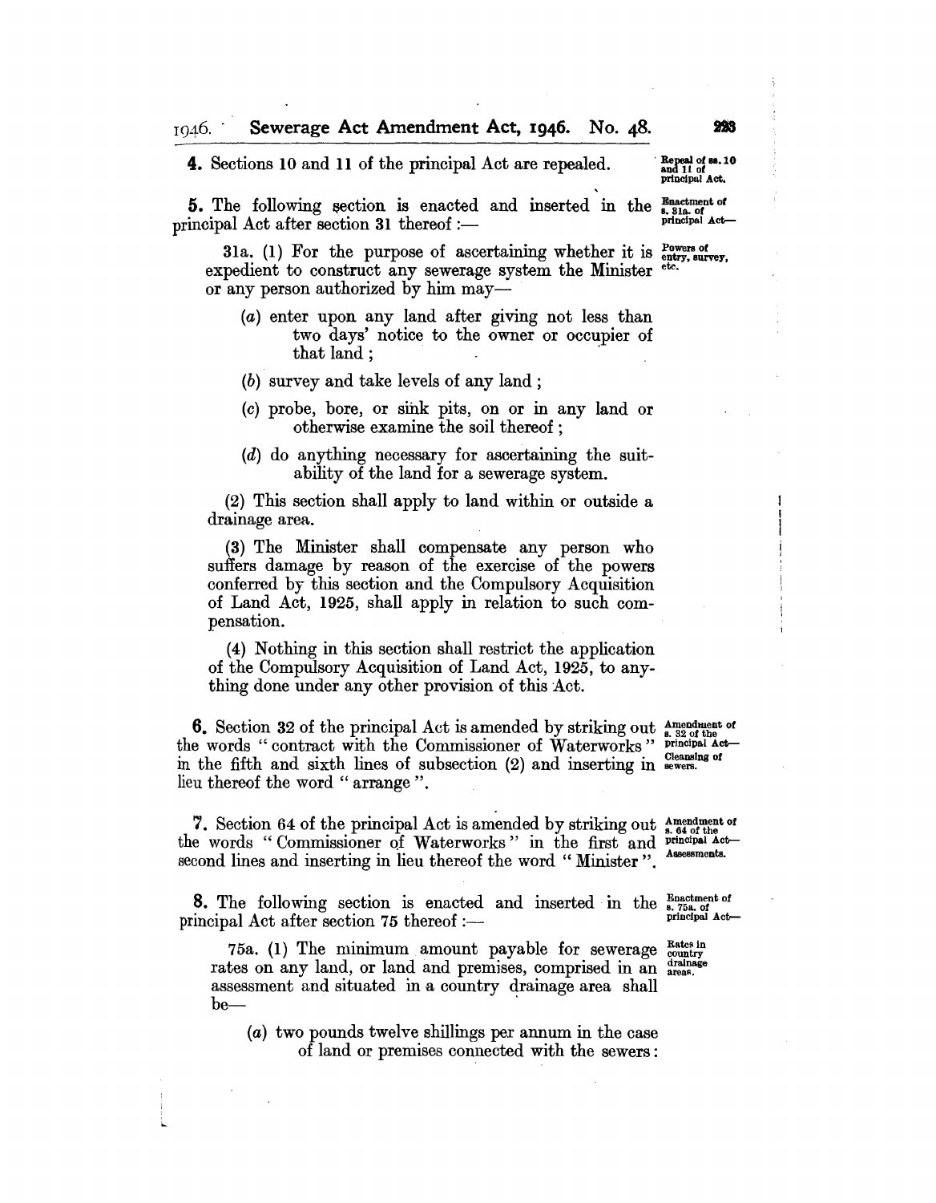**4.** Sections 10 and 11 of the principal Act are repealed.

Repeal of ss. 10 and 11 of principal Act.

**5.** The following section is enacted and inserted in the principal Act after section 31 thereof :—

Enactment of s. 31a. of principal Act—

Powers of entry, survey, etc.

31a. (1) For the purpose of ascertaining whether it is expedient to construct any sewerage system the Minister or any person authorized by him may—

- (*a*) enter upon any land after giving not less than two days' notice to the owner or occupier of that land ;
- (*b*) survey and take levels of any land ;
- (*c*) probe, bore, or sink pits, on or in any land or otherwise examine the soil thereof ;
- (*d*) do anything necessary for ascertaining the suitability of the land for a sewerage system.

(2) This section shall apply to land within or outside a drainage area.

(3) The Minister shall compensate any person who suffers damage by reason of the exercise of the powers conferred by this section and the Compulsory Acquisition of Land Act, 1925, shall apply in relation to such compensation.

(4) Nothing in this section shall restrict the application of the Compulsory Acquisition of Land Act, 1925, to anything done under any other provision of this Act.

**6.** Section 32 of the principal Act is amended by striking out the words " contract with the Commissioner of Waterworks " in the fifth and sixth lines of subsection (2) and inserting in lieu thereof the word " arrange ".

Amendment of s. 32 of the principal Act—Cleansing of sewers.

**7.** Section 64 of the principal Act is amended by striking out the words " Commissioner of Waterworks " in the first and second lines and inserting in lieu thereof the word " Minister ".

Amendment of s. 64 of the principal Act—Assessments.

**8.** The following section is enacted and inserted in the principal Act after section 75 thereof :—

Enactment of s. 75a. of principal Act—

Rates in country drainage areas.

75a. (1) The minimum amount payable for sewerage rates on any land, or land and premises, comprised in an assessment and situated in a country drainage area shall be—

- (*a*) two pounds twelve shillings per annum in the case of land or premises connected with the sewers :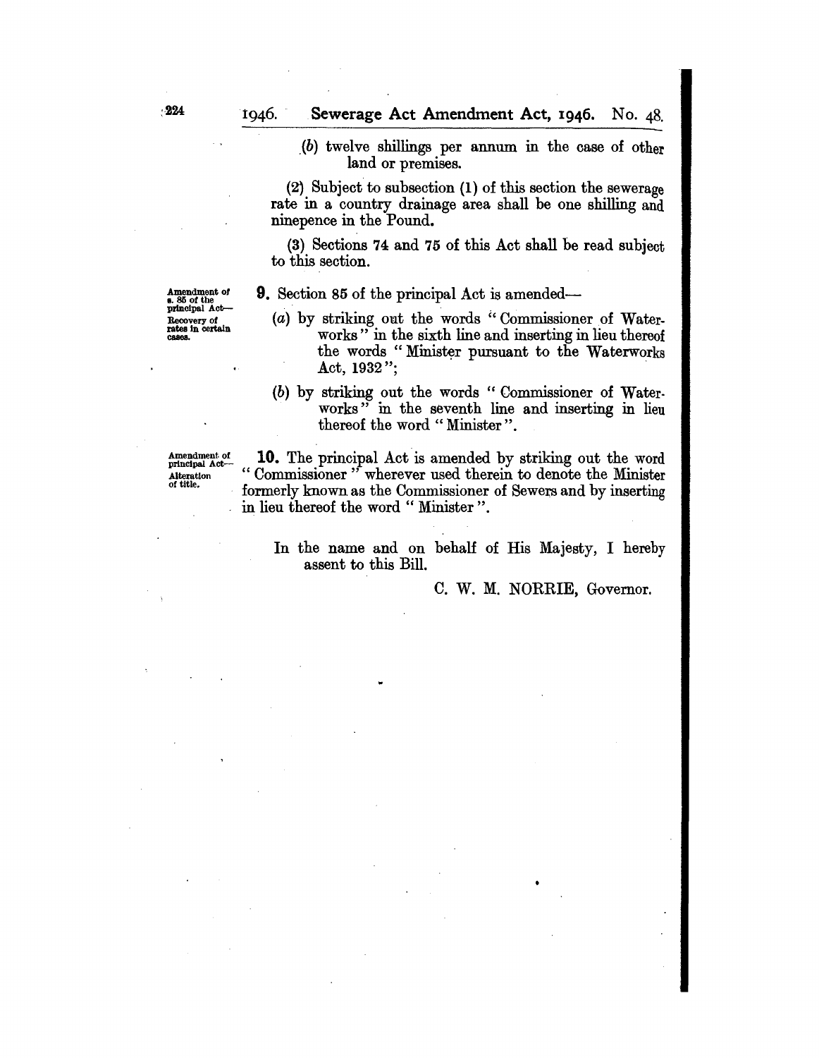(*b*) twelve shillings per annum in the case of other land or premises.

(2) Subject to subsection (1) of this section the sewerage rate in a country drainage area shall be one shilling and ninepence in the Pound.

(3) Sections 74 and 75 of this Act shall be read subject to this section.

Amendment of s. 85 of the principal Act—Recovery of rates in certain cases.

**9.** Section 85 of the principal Act is amended—

(*a*) by striking out the words "Commissioner of Waterworks" in the sixth line and inserting in lieu thereof the words "Minister pursuant to the Waterworks Act, 1932";

(*b*) by striking out the words "Commissioner of Waterworks" in the seventh line and inserting in lieu thereof the word "Minister".

Amendment of principal Act—Alteration of title.

**10.** The principal Act is amended by striking out the word "Commissioner" wherever used therein to denote the Minister formerly known as the Commissioner of Sewers and by inserting in lieu thereof the word "Minister".

In the name and on behalf of His Majesty, I hereby assent to this Bill.

C. W. M. NORRIE, Governor.